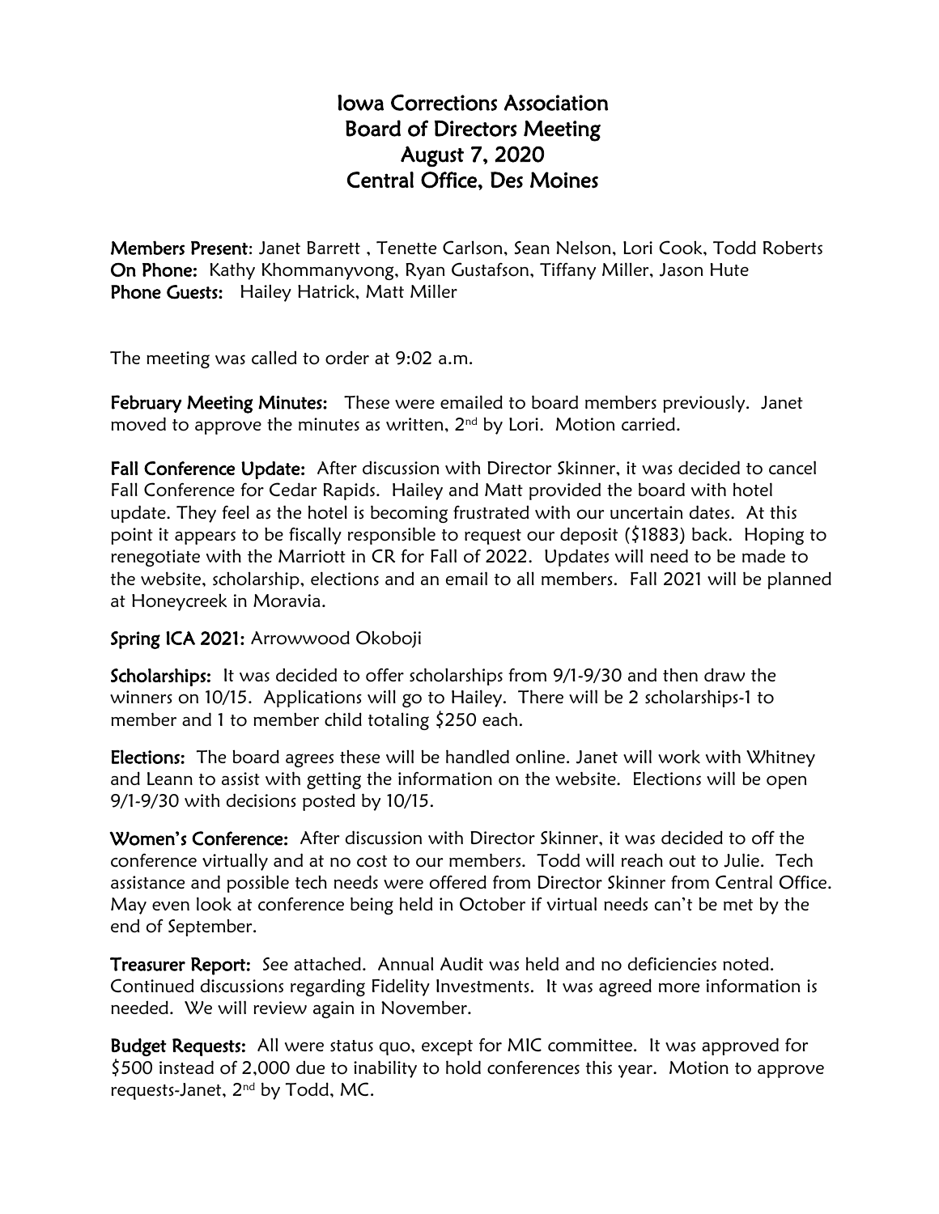# Iowa Corrections Association
## Board of Directors Meeting
## August 7, 2020
## Central Office, Des Moines

**Members Present**: Janet Barrett , Tenette Carlson, Sean Nelson, Lori Cook, Todd Roberts
**On Phone:** Kathy Khommanyvong, Ryan Gustafson, Tiffany Miller, Jason Hute
**Phone Guests:** Hailey Hatrick, Matt Miller

The meeting was called to order at 9:02 a.m.

**February Meeting Minutes:** These were emailed to board members previously. Janet moved to approve the minutes as written, 2nd by Lori. Motion carried.

**Fall Conference Update:** After discussion with Director Skinner, it was decided to cancel Fall Conference for Cedar Rapids. Hailey and Matt provided the board with hotel update. They feel as the hotel is becoming frustrated with our uncertain dates. At this point it appears to be fiscally responsible to request our deposit ($1883) back. Hoping to renegotiate with the Marriott in CR for Fall of 2022. Updates will need to be made to the website, scholarship, elections and an email to all members. Fall 2021 will be planned at Honeycreek in Moravia.

**Spring ICA 2021:** Arrowwood Okoboji

**Scholarships:** It was decided to offer scholarships from 9/1-9/30 and then draw the winners on 10/15. Applications will go to Hailey. There will be 2 scholarships-1 to member and 1 to member child totaling $250 each.

**Elections:** The board agrees these will be handled online. Janet will work with Whitney and Leann to assist with getting the information on the website. Elections will be open 9/1-9/30 with decisions posted by 10/15.

**Women's Conference:** After discussion with Director Skinner, it was decided to off the conference virtually and at no cost to our members. Todd will reach out to Julie. Tech assistance and possible tech needs were offered from Director Skinner from Central Office. May even look at conference being held in October if virtual needs can't be met by the end of September.

**Treasurer Report:** See attached. Annual Audit was held and no deficiencies noted. Continued discussions regarding Fidelity Investments. It was agreed more information is needed. We will review again in November.

**Budget Requests:** All were status quo, except for MIC committee. It was approved for $500 instead of 2,000 due to inability to hold conferences this year. Motion to approve requests-Janet, 2nd by Todd, MC.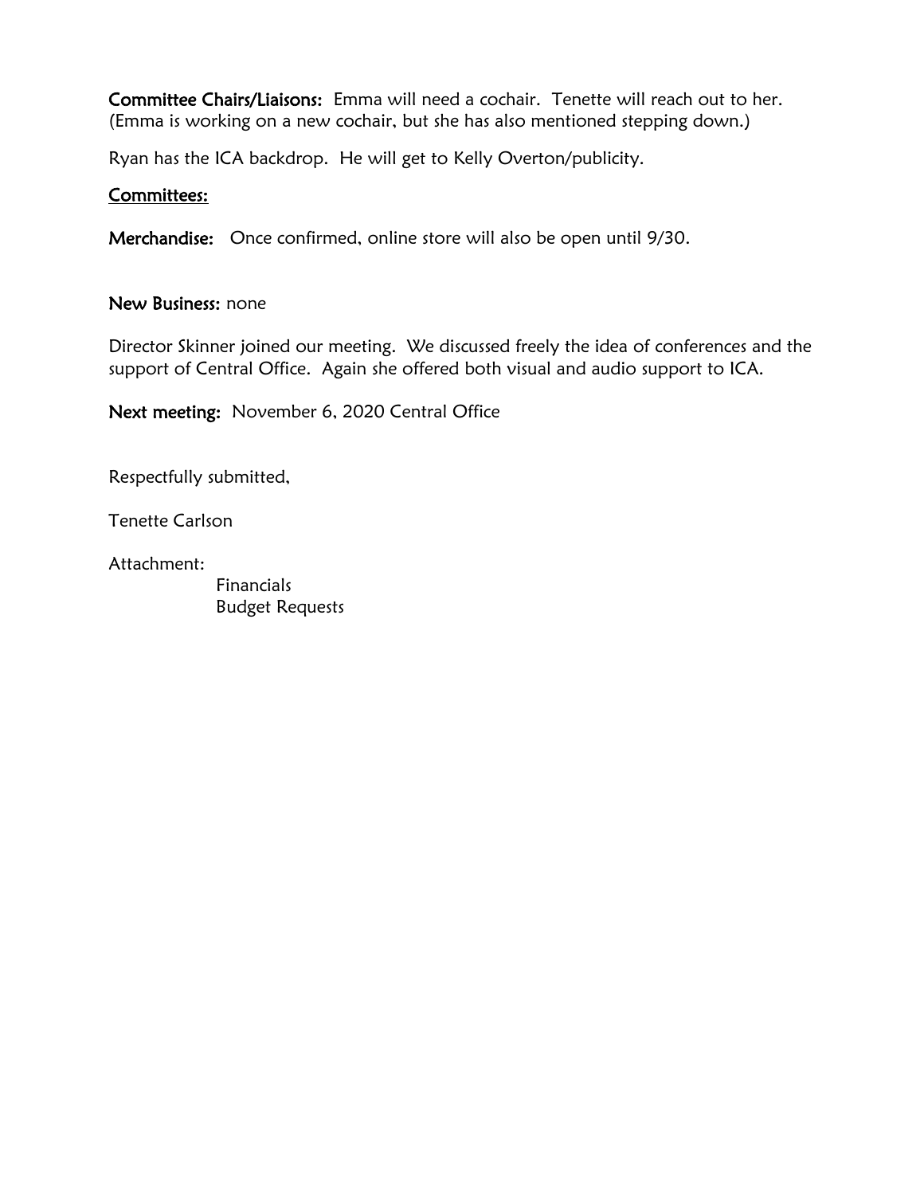**Committee Chairs/Liaisons:** Emma will need a cochair. Tenette will reach out to her. (Emma is working on a new cochair, but she has also mentioned stepping down.)

Ryan has the ICA backdrop. He will get to Kelly Overton/publicity.

**Committees:**

**Merchandise:** Once confirmed, online store will also be open until 9/30.

**New Business:** none

Director Skinner joined our meeting. We discussed freely the idea of conferences and the support of Central Office. Again she offered both visual and audio support to ICA.

**Next meeting:** November 6, 2020 Central Office

Respectfully submitted,

Tenette Carlson

Attachment:

- Financials
- Budget Requests